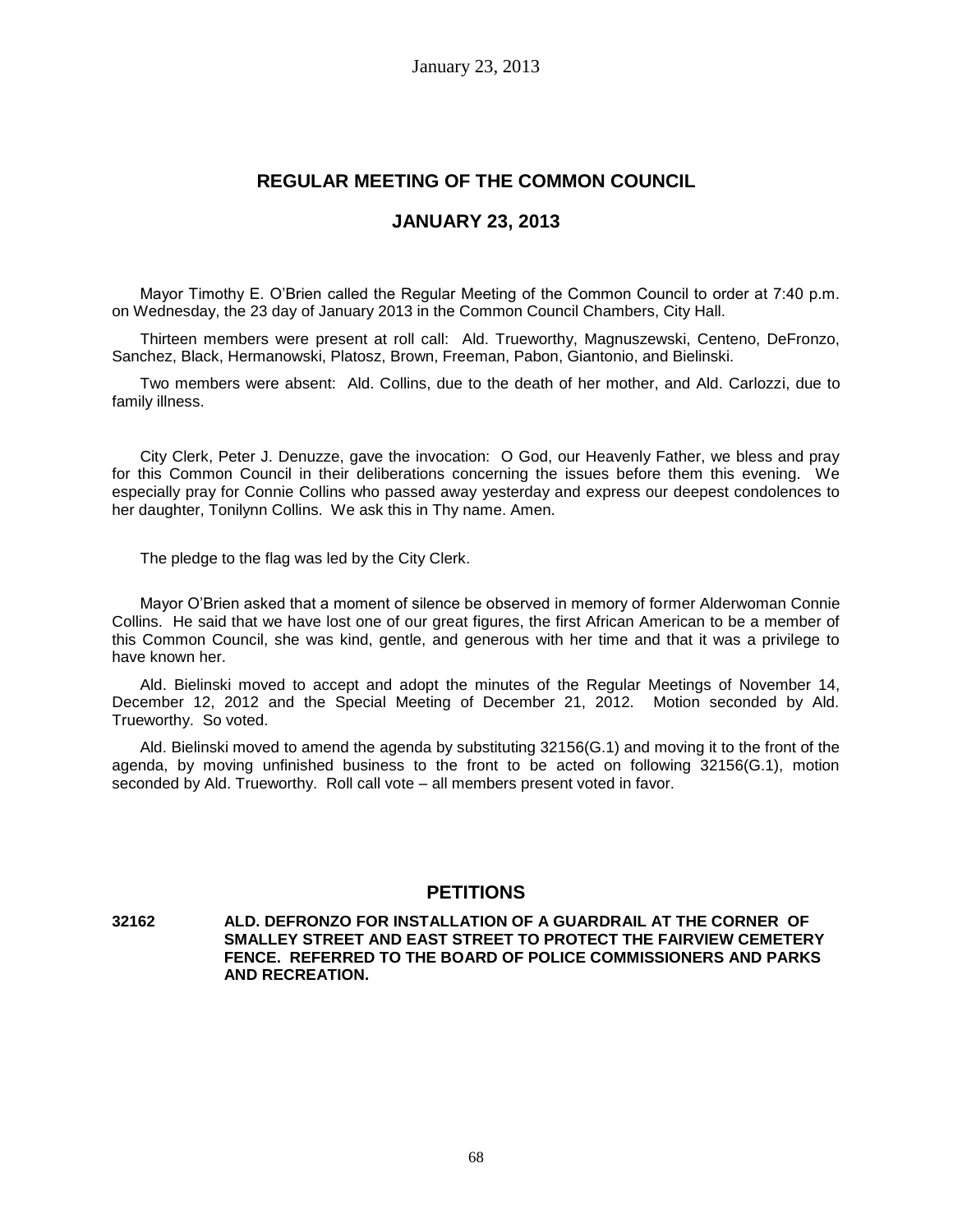## REGULAR MEETING OF THE COMMON COUNCIL

## JANUARY 23, 2013

Mayor Timothy E. O'Brien called the Regular Meeting of the Common Council to order at 7:40 p.m. on Wednesday, the 23 day of January 2013 in the Common Council Chambers, City Hall.

Thirteen members were present at roll call: Ald. Trueworthy, Magnuszewski, Centeno, DeFronzo, Sanchez, Black, Hermanowski, Platosz, Brown, Freeman, Pabon, Giantonio, and Bielinski.

Two members were absent: Ald. Collins, due to the death of her mother, and Ald. Carlozzi, due to family illness.

City Clerk, Peter J. Denuzze, gave the invocation: O God, our Heavenly Father, we bless and pray for this Common Council in their deliberations concerning the issues before them this evening. We especially pray for Connie Collins who passed away yesterday and express our deepest condolences to her daughter, Tonilynn Collins. We ask this in Thy name. Amen.

The pledge to the flag was led by the City Clerk.

Mayor O'Brien asked that a moment of silence be observed in memory of former Alderwoman Connie Collins. He said that we have lost one of our great figures, the first African American to be a member of this Common Council, she was kind, gentle, and generous with her time and that it was a privilege to have known her.

Ald. Bielinski moved to accept and adopt the minutes of the Regular Meetings of November 14, December 12, 2012 and the Special Meeting of December 21, 2012. Motion seconded by Ald. Trueworthy. So voted.

Ald. Bielinski moved to amend the agenda by substituting 32156(G.1) and moving it to the front of the agenda, by moving unfinished business to the front to be acted on following 32156(G.1), motion seconded by Ald. Trueworthy. Roll call vote – all members present voted in favor.

## PETITIONS

**32162 ALD. DEFRONZO FOR INSTALLATION OF A GUARDRAIL AT THE CORNER OF SMALLEY STREET AND EAST STREET TO PROTECT THE FAIRVIEW CEMETERY FENCE. REFERRED TO THE BOARD OF POLICE COMMISSIONERS AND PARKS AND RECREATION.**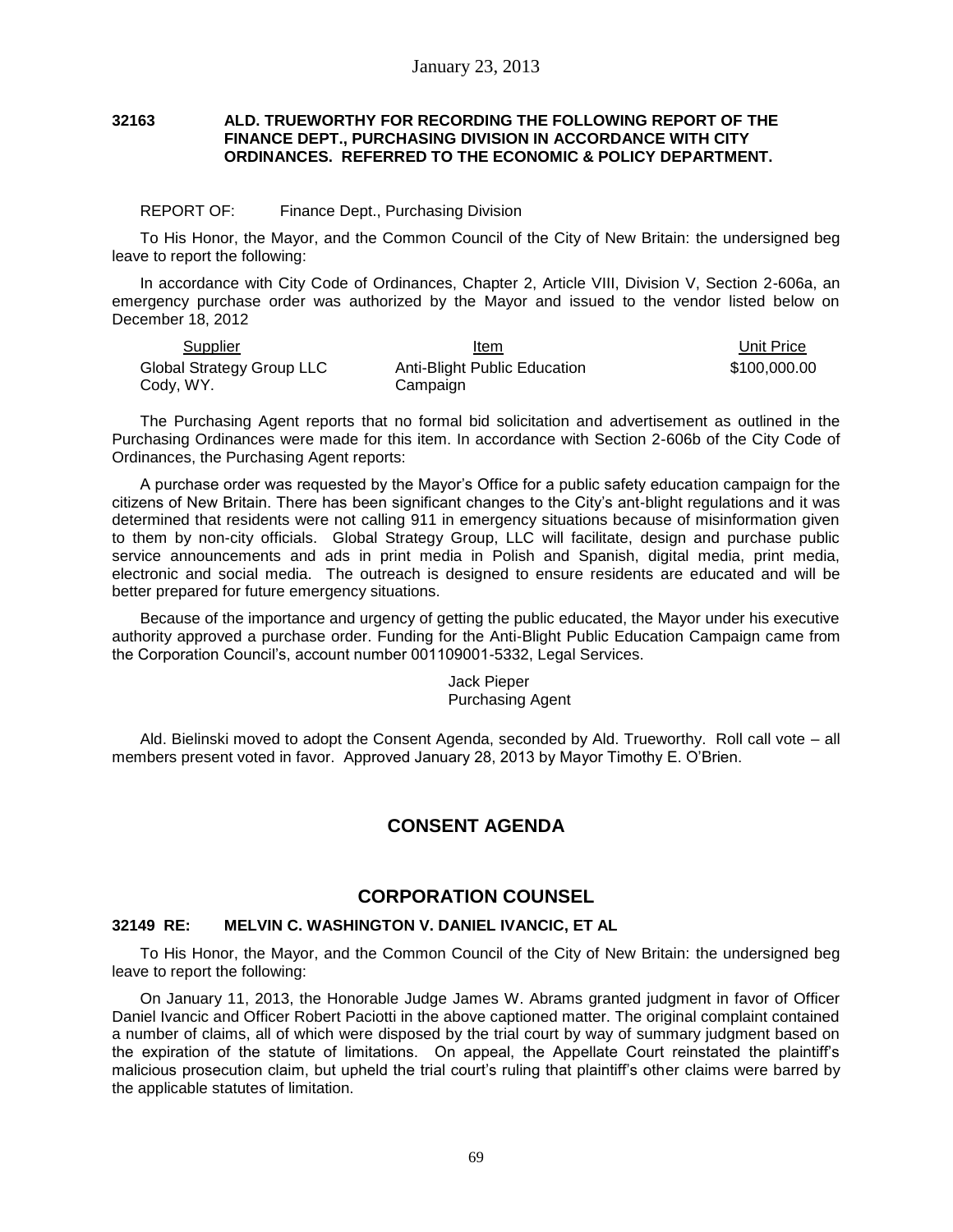**32163 ALD. TRUEWORTHY FOR RECORDING THE FOLLOWING REPORT OF THE FINANCE DEPT., PURCHASING DIVISION IN ACCORDANCE WITH CITY ORDINANCES. REFERRED TO THE ECONOMIC & POLICY DEPARTMENT.**

REPORT OF: Finance Dept., Purchasing Division

To His Honor, the Mayor, and the Common Council of the City of New Britain: the undersigned beg leave to report the following:

In accordance with City Code of Ordinances, Chapter 2, Article VIII, Division V, Section 2-606a, an emergency purchase order was authorized by the Mayor and issued to the vendor listed below on December 18, 2012

| Supplier | Item | Unit Price |
|---|---|---|
| Global Strategy Group LLC Cody, WY. | Anti-Blight Public Education Campaign | \$100,000.00 |

The Purchasing Agent reports that no formal bid solicitation and advertisement as outlined in the Purchasing Ordinances were made for this item. In accordance with Section 2-606b of the City Code of Ordinances, the Purchasing Agent reports:

A purchase order was requested by the Mayor's Office for a public safety education campaign for the citizens of New Britain. There has been significant changes to the City's ant-blight regulations and it was determined that residents were not calling 911 in emergency situations because of misinformation given to them by non-city officials. Global Strategy Group, LLC will facilitate, design and purchase public service announcements and ads in print media in Polish and Spanish, digital media, print media, electronic and social media. The outreach is designed to ensure residents are educated and will be better prepared for future emergency situations.

Because of the importance and urgency of getting the public educated, the Mayor under his executive authority approved a purchase order. Funding for the Anti-Blight Public Education Campaign came from the Corporation Council's, account number 001109001-5332, Legal Services.

Jack Pieper
Purchasing Agent

Ald. Bielinski moved to adopt the Consent Agenda, seconded by Ald. Trueworthy. Roll call vote – all members present voted in favor. Approved January 28, 2013 by Mayor Timothy E. O'Brien.

## CONSENT AGENDA

## CORPORATION COUNSEL

**32149 RE: MELVIN C. WASHINGTON V. DANIEL IVANCIC, ET AL**

To His Honor, the Mayor, and the Common Council of the City of New Britain: the undersigned beg leave to report the following:

On January 11, 2013, the Honorable Judge James W. Abrams granted judgment in favor of Officer Daniel Ivancic and Officer Robert Paciotti in the above captioned matter. The original complaint contained a number of claims, all of which were disposed by the trial court by way of summary judgment based on the expiration of the statute of limitations. On appeal, the Appellate Court reinstated the plaintiff's malicious prosecution claim, but upheld the trial court's ruling that plaintiff's other claims were barred by the applicable statutes of limitation.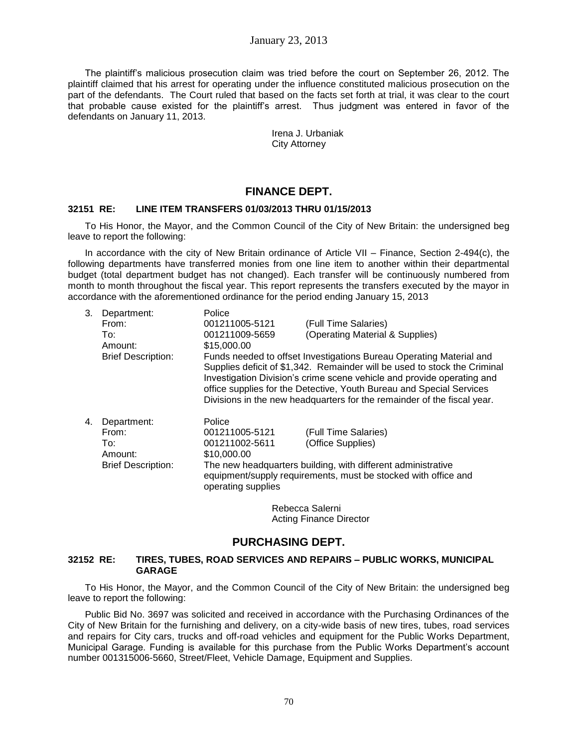The plaintiff's malicious prosecution claim was tried before the court on September 26, 2012. The plaintiff claimed that his arrest for operating under the influence constituted malicious prosecution on the part of the defendants. The Court ruled that based on the facts set forth at trial, it was clear to the court that probable cause existed for the plaintiff's arrest. Thus judgment was entered in favor of the defendants on January 11, 2013.

Irena J. Urbaniak
City Attorney

## FINANCE DEPT.

### 32151 RE: LINE ITEM TRANSFERS 01/03/2013 THRU 01/15/2013

To His Honor, the Mayor, and the Common Council of the City of New Britain: the undersigned beg leave to report the following:

In accordance with the city of New Britain ordinance of Article VII – Finance, Section 2-494(c), the following departments have transferred monies from one line item to another within their departmental budget (total department budget has not changed). Each transfer will be continuously numbered from month to month throughout the fiscal year. This report represents the transfers executed by the mayor in accordance with the aforementioned ordinance for the period ending January 15, 2013

3. Department: Police
   From: 001211005-5121 (Full Time Salaries)
   To: 001211009-5659 (Operating Material & Supplies)
   Amount: $15,000.00
   Brief Description: Funds needed to offset Investigations Bureau Operating Material and Supplies deficit of $1,342. Remainder will be used to stock the Criminal Investigation Division's crime scene vehicle and provide operating and office supplies for the Detective, Youth Bureau and Special Services Divisions in the new headquarters for the remainder of the fiscal year.

4. Department: Police
   From: 001211005-5121 (Full Time Salaries)
   To: 001211002-5611 (Office Supplies)
   Amount: $10,000.00
   Brief Description: The new headquarters building, with different administrative equipment/supply requirements, must be stocked with office and operating supplies

Rebecca Salerni
Acting Finance Director

## PURCHASING DEPT.

### 32152 RE: TIRES, TUBES, ROAD SERVICES AND REPAIRS – PUBLIC WORKS, MUNICIPAL GARAGE

To His Honor, the Mayor, and the Common Council of the City of New Britain: the undersigned beg leave to report the following:

Public Bid No. 3697 was solicited and received in accordance with the Purchasing Ordinances of the City of New Britain for the furnishing and delivery, on a city-wide basis of new tires, tubes, road services and repairs for City cars, trucks and off-road vehicles and equipment for the Public Works Department, Municipal Garage. Funding is available for this purchase from the Public Works Department's account number 001315006-5660, Street/Fleet, Vehicle Damage, Equipment and Supplies.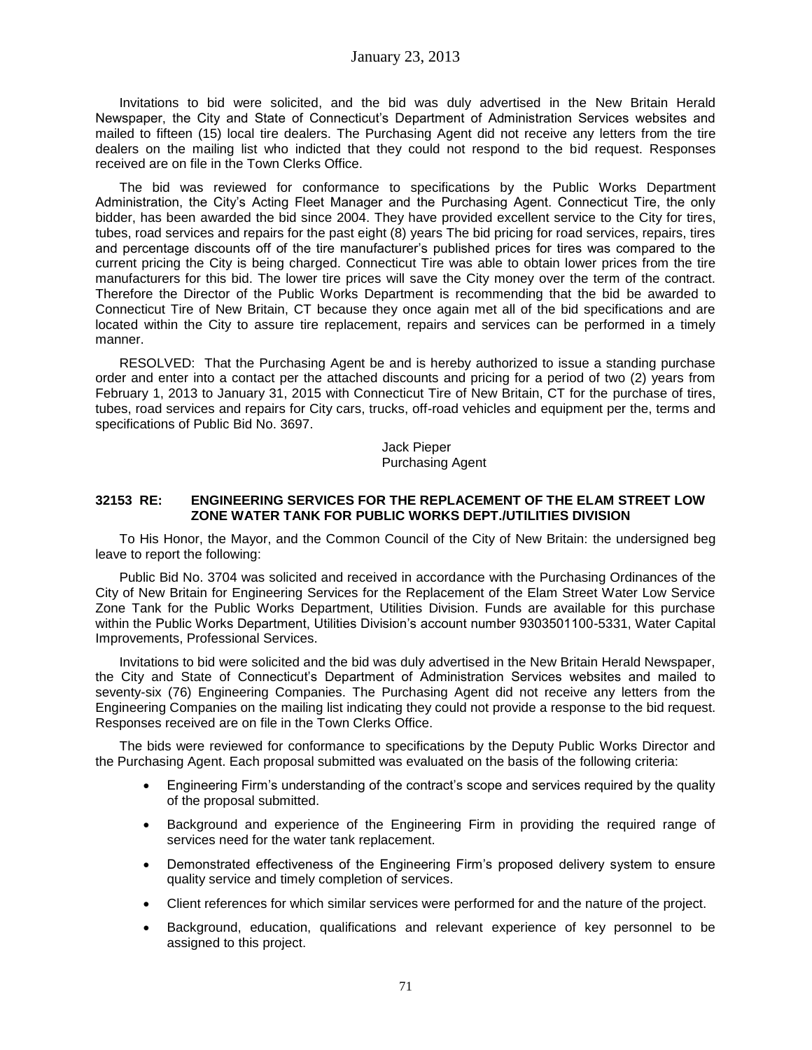Invitations to bid were solicited, and the bid was duly advertised in the New Britain Herald Newspaper, the City and State of Connecticut's Department of Administration Services websites and mailed to fifteen (15) local tire dealers. The Purchasing Agent did not receive any letters from the tire dealers on the mailing list who indicted that they could not respond to the bid request. Responses received are on file in the Town Clerks Office.

The bid was reviewed for conformance to specifications by the Public Works Department Administration, the City's Acting Fleet Manager and the Purchasing Agent. Connecticut Tire, the only bidder, has been awarded the bid since 2004. They have provided excellent service to the City for tires, tubes, road services and repairs for the past eight (8) years The bid pricing for road services, repairs, tires and percentage discounts off of the tire manufacturer's published prices for tires was compared to the current pricing the City is being charged. Connecticut Tire was able to obtain lower prices from the tire manufacturers for this bid. The lower tire prices will save the City money over the term of the contract. Therefore the Director of the Public Works Department is recommending that the bid be awarded to Connecticut Tire of New Britain, CT because they once again met all of the bid specifications and are located within the City to assure tire replacement, repairs and services can be performed in a timely manner.

RESOLVED: That the Purchasing Agent be and is hereby authorized to issue a standing purchase order and enter into a contact per the attached discounts and pricing for a period of two (2) years from February 1, 2013 to January 31, 2015 with Connecticut Tire of New Britain, CT for the purchase of tires, tubes, road services and repairs for City cars, trucks, off-road vehicles and equipment per the, terms and specifications of Public Bid No. 3697.

Jack Pieper
Purchasing Agent

### 32153 RE: ENGINEERING SERVICES FOR THE REPLACEMENT OF THE ELAM STREET LOW ZONE WATER TANK FOR PUBLIC WORKS DEPT./UTILITIES DIVISION

To His Honor, the Mayor, and the Common Council of the City of New Britain: the undersigned beg leave to report the following:

Public Bid No. 3704 was solicited and received in accordance with the Purchasing Ordinances of the City of New Britain for Engineering Services for the Replacement of the Elam Street Water Low Service Zone Tank for the Public Works Department, Utilities Division. Funds are available for this purchase within the Public Works Department, Utilities Division's account number 9303501100-5331, Water Capital Improvements, Professional Services.

Invitations to bid were solicited and the bid was duly advertised in the New Britain Herald Newspaper, the City and State of Connecticut's Department of Administration Services websites and mailed to seventy-six (76) Engineering Companies. The Purchasing Agent did not receive any letters from the Engineering Companies on the mailing list indicating they could not provide a response to the bid request. Responses received are on file in the Town Clerks Office.

The bids were reviewed for conformance to specifications by the Deputy Public Works Director and the Purchasing Agent. Each proposal submitted was evaluated on the basis of the following criteria:

- Engineering Firm's understanding of the contract's scope and services required by the quality of the proposal submitted.
- Background and experience of the Engineering Firm in providing the required range of services need for the water tank replacement.
- Demonstrated effectiveness of the Engineering Firm's proposed delivery system to ensure quality service and timely completion of services.
- Client references for which similar services were performed for and the nature of the project.
- Background, education, qualifications and relevant experience of key personnel to be assigned to this project.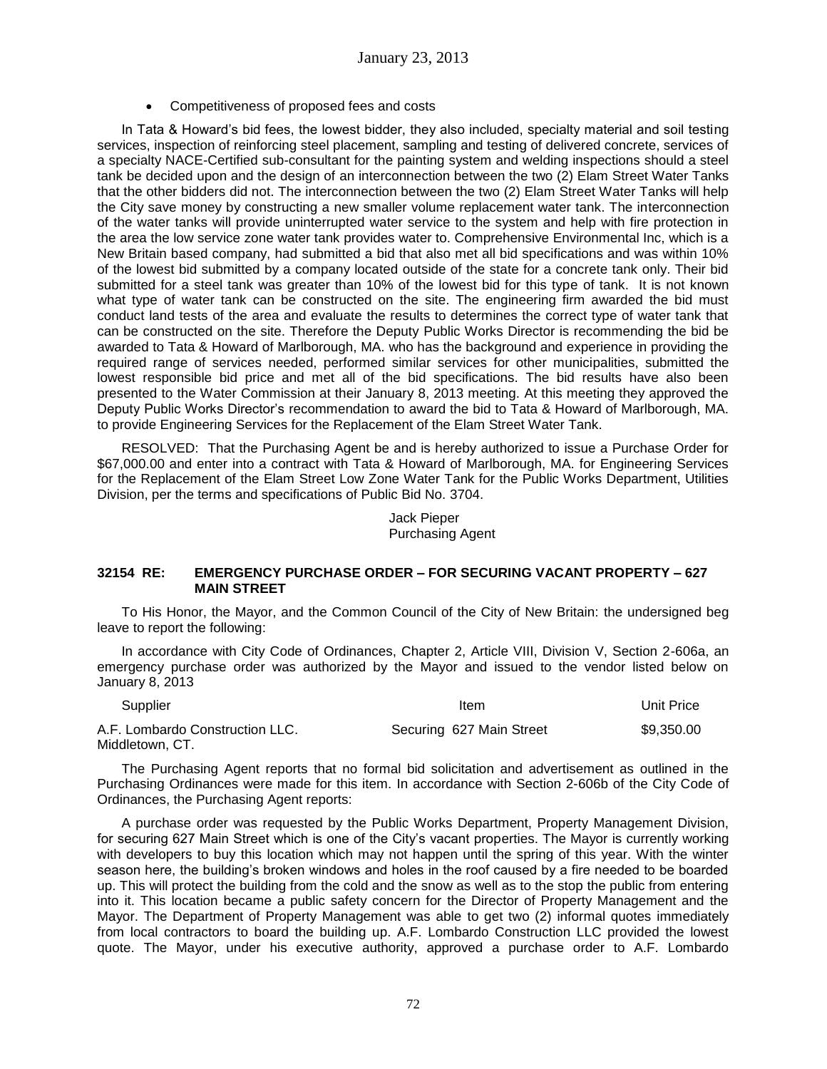- Competitiveness of proposed fees and costs

In Tata & Howard's bid fees, the lowest bidder, they also included, specialty material and soil testing services, inspection of reinforcing steel placement, sampling and testing of delivered concrete, services of a specialty NACE-Certified sub-consultant for the painting system and welding inspections should a steel tank be decided upon and the design of an interconnection between the two (2) Elam Street Water Tanks that the other bidders did not. The interconnection between the two (2) Elam Street Water Tanks will help the City save money by constructing a new smaller volume replacement water tank. The interconnection of the water tanks will provide uninterrupted water service to the system and help with fire protection in the area the low service zone water tank provides water to. Comprehensive Environmental Inc, which is a New Britain based company, had submitted a bid that also met all bid specifications and was within 10% of the lowest bid submitted by a company located outside of the state for a concrete tank only. Their bid submitted for a steel tank was greater than 10% of the lowest bid for this type of tank. It is not known what type of water tank can be constructed on the site. The engineering firm awarded the bid must conduct land tests of the area and evaluate the results to determines the correct type of water tank that can be constructed on the site. Therefore the Deputy Public Works Director is recommending the bid be awarded to Tata & Howard of Marlborough, MA. who has the background and experience in providing the required range of services needed, performed similar services for other municipalities, submitted the lowest responsible bid price and met all of the bid specifications. The bid results have also been presented to the Water Commission at their January 8, 2013 meeting. At this meeting they approved the Deputy Public Works Director's recommendation to award the bid to Tata & Howard of Marlborough, MA. to provide Engineering Services for the Replacement of the Elam Street Water Tank.

RESOLVED: That the Purchasing Agent be and is hereby authorized to issue a Purchase Order for $67,000.00 and enter into a contract with Tata & Howard of Marlborough, MA. for Engineering Services for the Replacement of the Elam Street Low Zone Water Tank for the Public Works Department, Utilities Division, per the terms and specifications of Public Bid No. 3704.

Jack Pieper
Purchasing Agent

### 32154 RE: EMERGENCY PURCHASE ORDER – FOR SECURING VACANT PROPERTY – 627 MAIN STREET

To His Honor, the Mayor, and the Common Council of the City of New Britain: the undersigned beg leave to report the following:

In accordance with City Code of Ordinances, Chapter 2, Article VIII, Division V, Section 2-606a, an emergency purchase order was authorized by the Mayor and issued to the vendor listed below on January 8, 2013

| Supplier | Item | Unit Price |
|---|---|---|
| A.F. Lombardo Construction LLC. Middletown, CT. | Securing 627 Main Street | $9,350.00 |

The Purchasing Agent reports that no formal bid solicitation and advertisement as outlined in the Purchasing Ordinances were made for this item. In accordance with Section 2-606b of the City Code of Ordinances, the Purchasing Agent reports:

A purchase order was requested by the Public Works Department, Property Management Division, for securing 627 Main Street which is one of the City's vacant properties. The Mayor is currently working with developers to buy this location which may not happen until the spring of this year. With the winter season here, the building's broken windows and holes in the roof caused by a fire needed to be boarded up. This will protect the building from the cold and the snow as well as to the stop the public from entering into it. This location became a public safety concern for the Director of Property Management and the Mayor. The Department of Property Management was able to get two (2) informal quotes immediately from local contractors to board the building up. A.F. Lombardo Construction LLC provided the lowest quote. The Mayor, under his executive authority, approved a purchase order to A.F. Lombardo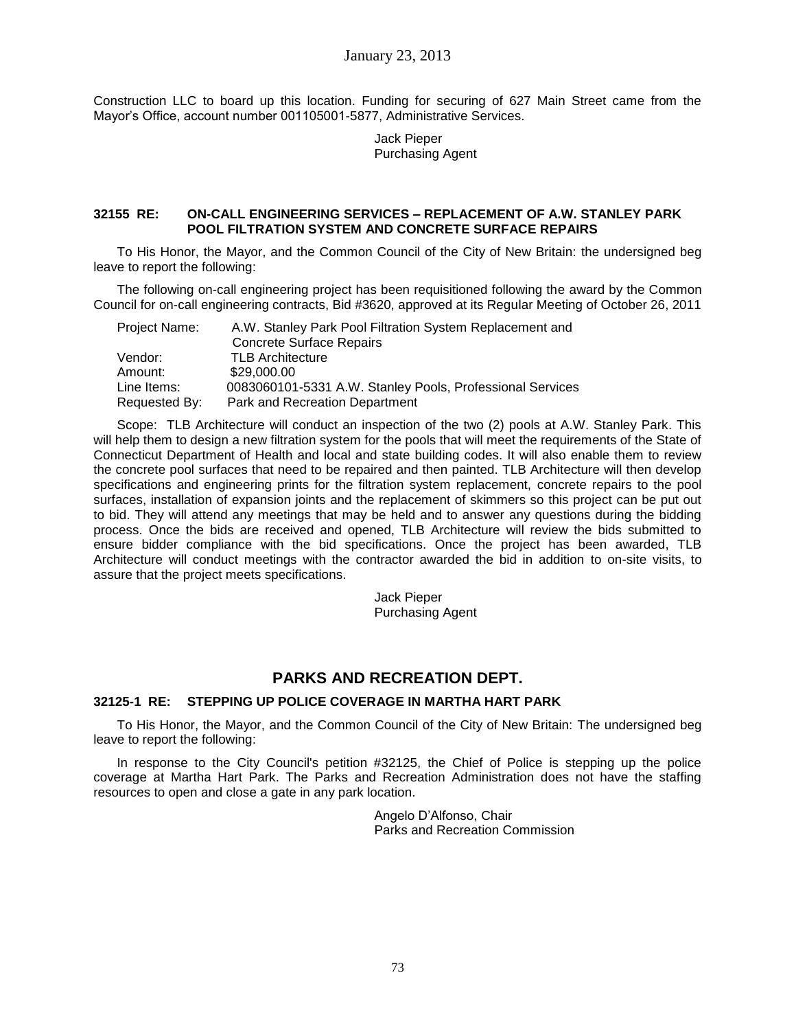Construction LLC to board up this location. Funding for securing of 627 Main Street came from the Mayor's Office, account number 001105001-5877, Administrative Services.

Jack Pieper
Purchasing Agent

#### 32155 RE: ON-CALL ENGINEERING SERVICES – REPLACEMENT OF A.W. STANLEY PARK POOL FILTRATION SYSTEM AND CONCRETE SURFACE REPAIRS

To His Honor, the Mayor, and the Common Council of the City of New Britain: the undersigned beg leave to report the following:

The following on-call engineering project has been requisitioned following the award by the Common Council for on-call engineering contracts, Bid #3620, approved at its Regular Meeting of October 26, 2011

| | |
|---|---|
| Project Name: | A.W. Stanley Park Pool Filtration System Replacement and Concrete Surface Repairs |
| Vendor: | TLB Architecture |
| Amount: | $29,000.00 |
| Line Items: | 0083060101-5331 A.W. Stanley Pools, Professional Services |
| Requested By: | Park and Recreation Department |

Scope: TLB Architecture will conduct an inspection of the two (2) pools at A.W. Stanley Park. This will help them to design a new filtration system for the pools that will meet the requirements of the State of Connecticut Department of Health and local and state building codes. It will also enable them to review the concrete pool surfaces that need to be repaired and then painted. TLB Architecture will then develop specifications and engineering prints for the filtration system replacement, concrete repairs to the pool surfaces, installation of expansion joints and the replacement of skimmers so this project can be put out to bid. They will attend any meetings that may be held and to answer any questions during the bidding process. Once the bids are received and opened, TLB Architecture will review the bids submitted to ensure bidder compliance with the bid specifications. Once the project has been awarded, TLB Architecture will conduct meetings with the contractor awarded the bid in addition to on-site visits, to assure that the project meets specifications.

Jack Pieper
Purchasing Agent

## PARKS AND RECREATION DEPT.

#### 32125-1 RE: STEPPING UP POLICE COVERAGE IN MARTHA HART PARK

To His Honor, the Mayor, and the Common Council of the City of New Britain: The undersigned beg leave to report the following:

In response to the City Council's petition #32125, the Chief of Police is stepping up the police coverage at Martha Hart Park. The Parks and Recreation Administration does not have the staffing resources to open and close a gate in any park location.

Angelo D'Alfonso, Chair
Parks and Recreation Commission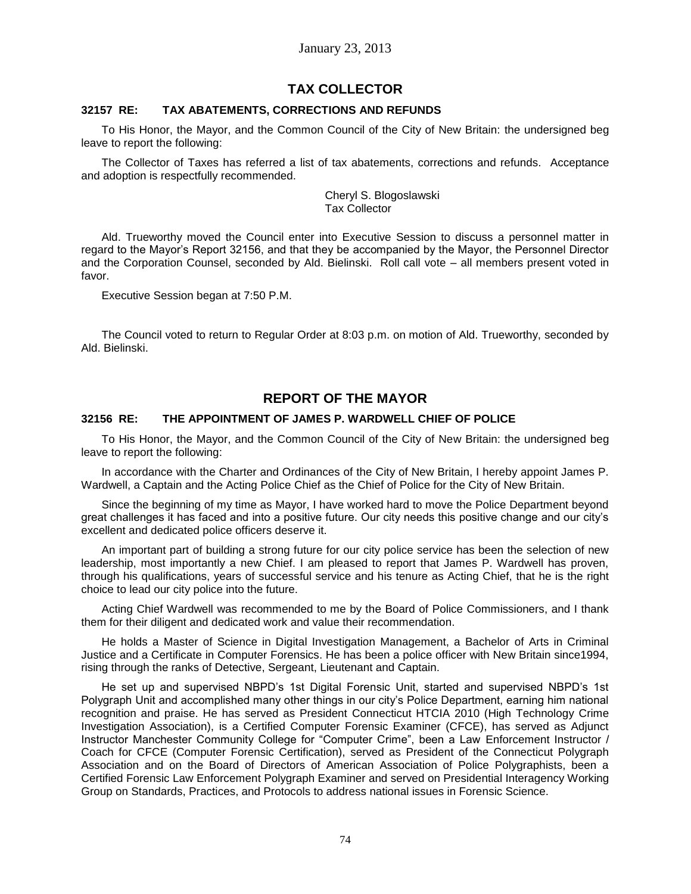January 23, 2013

## TAX COLLECTOR

### 32157 RE: TAX ABATEMENTS, CORRECTIONS AND REFUNDS

To His Honor, the Mayor, and the Common Council of the City of New Britain: the undersigned beg leave to report the following:

The Collector of Taxes has referred a list of tax abatements, corrections and refunds. Acceptance and adoption is respectfully recommended.

Cheryl S. Blogoslawski
Tax Collector

Ald. Trueworthy moved the Council enter into Executive Session to discuss a personnel matter in regard to the Mayor's Report 32156, and that they be accompanied by the Mayor, the Personnel Director and the Corporation Counsel, seconded by Ald. Bielinski. Roll call vote – all members present voted in favor.

Executive Session began at 7:50 P.M.

The Council voted to return to Regular Order at 8:03 p.m. on motion of Ald. Trueworthy, seconded by Ald. Bielinski.

## REPORT OF THE MAYOR

### 32156 RE: THE APPOINTMENT OF JAMES P. WARDWELL CHIEF OF POLICE

To His Honor, the Mayor, and the Common Council of the City of New Britain: the undersigned beg leave to report the following:

In accordance with the Charter and Ordinances of the City of New Britain, I hereby appoint James P. Wardwell, a Captain and the Acting Police Chief as the Chief of Police for the City of New Britain.

Since the beginning of my time as Mayor, I have worked hard to move the Police Department beyond great challenges it has faced and into a positive future. Our city needs this positive change and our city's excellent and dedicated police officers deserve it.

An important part of building a strong future for our city police service has been the selection of new leadership, most importantly a new Chief. I am pleased to report that James P. Wardwell has proven, through his qualifications, years of successful service and his tenure as Acting Chief, that he is the right choice to lead our city police into the future.

Acting Chief Wardwell was recommended to me by the Board of Police Commissioners, and I thank them for their diligent and dedicated work and value their recommendation.

He holds a Master of Science in Digital Investigation Management, a Bachelor of Arts in Criminal Justice and a Certificate in Computer Forensics. He has been a police officer with New Britain since1994, rising through the ranks of Detective, Sergeant, Lieutenant and Captain.

He set up and supervised NBPD's 1st Digital Forensic Unit, started and supervised NBPD's 1st Polygraph Unit and accomplished many other things in our city's Police Department, earning him national recognition and praise. He has served as President Connecticut HTCIA 2010 (High Technology Crime Investigation Association), is a Certified Computer Forensic Examiner (CFCE), has served as Adjunct Instructor Manchester Community College for "Computer Crime", been a Law Enforcement Instructor / Coach for CFCE (Computer Forensic Certification), served as President of the Connecticut Polygraph Association and on the Board of Directors of American Association of Police Polygraphists, been a Certified Forensic Law Enforcement Polygraph Examiner and served on Presidential Interagency Working Group on Standards, Practices, and Protocols to address national issues in Forensic Science.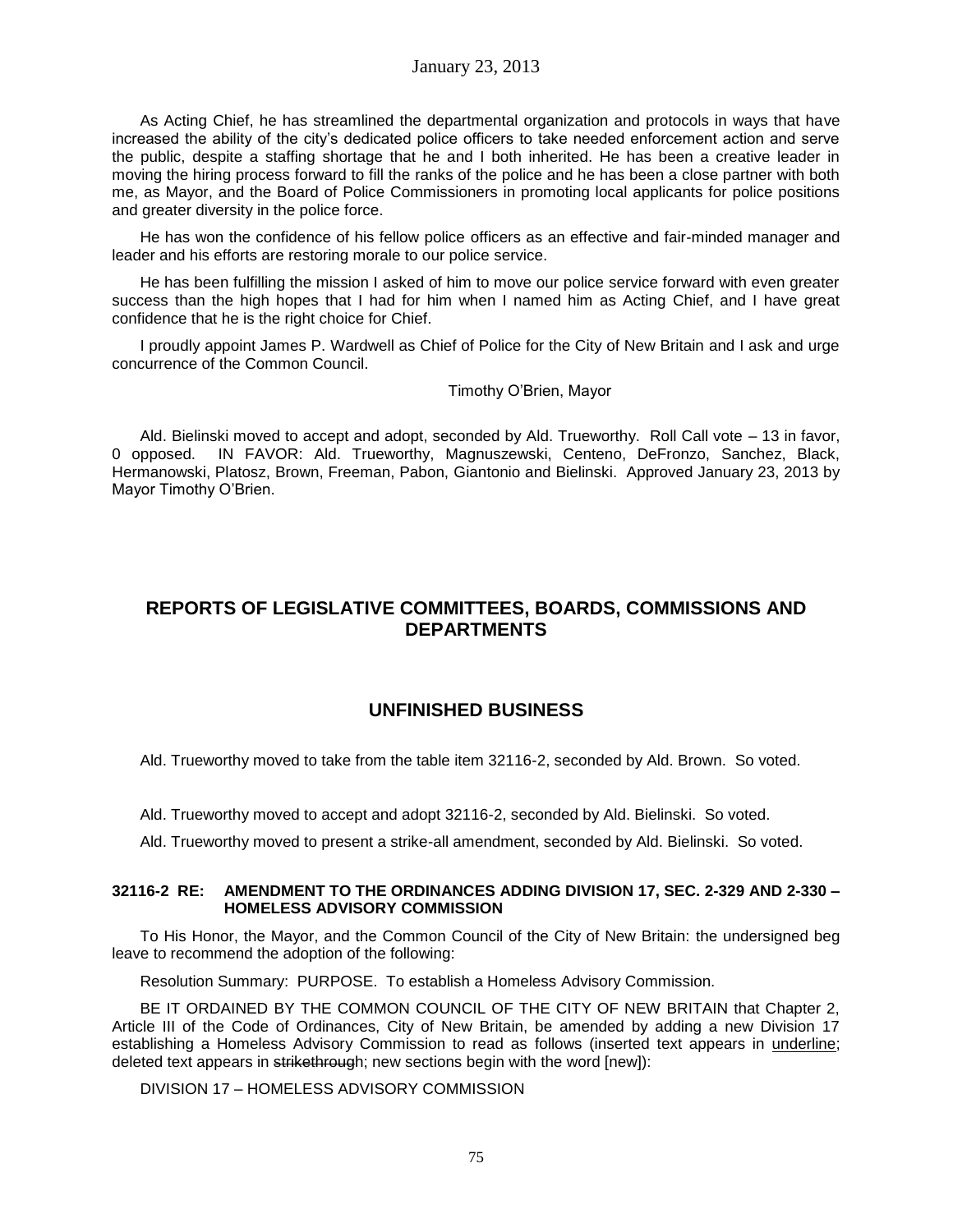As Acting Chief, he has streamlined the departmental organization and protocols in ways that have increased the ability of the city's dedicated police officers to take needed enforcement action and serve the public, despite a staffing shortage that he and I both inherited. He has been a creative leader in moving the hiring process forward to fill the ranks of the police and he has been a close partner with both me, as Mayor, and the Board of Police Commissioners in promoting local applicants for police positions and greater diversity in the police force.

He has won the confidence of his fellow police officers as an effective and fair-minded manager and leader and his efforts are restoring morale to our police service.

He has been fulfilling the mission I asked of him to move our police service forward with even greater success than the high hopes that I had for him when I named him as Acting Chief, and I have great confidence that he is the right choice for Chief.

I proudly appoint James P. Wardwell as Chief of Police for the City of New Britain and I ask and urge concurrence of the Common Council.

Timothy O'Brien, Mayor

Ald. Bielinski moved to accept and adopt, seconded by Ald. Trueworthy. Roll Call vote – 13 in favor, 0 opposed. IN FAVOR: Ald. Trueworthy, Magnuszewski, Centeno, DeFronzo, Sanchez, Black, Hermanowski, Platosz, Brown, Freeman, Pabon, Giantonio and Bielinski. Approved January 23, 2013 by Mayor Timothy O'Brien.

## REPORTS OF LEGISLATIVE COMMITTEES, BOARDS, COMMISSIONS AND DEPARTMENTS

## UNFINISHED BUSINESS

Ald. Trueworthy moved to take from the table item 32116-2, seconded by Ald. Brown. So voted.

Ald. Trueworthy moved to accept and adopt 32116-2, seconded by Ald. Bielinski. So voted.

Ald. Trueworthy moved to present a strike-all amendment, seconded by Ald. Bielinski. So voted.

**32116-2 RE: AMENDMENT TO THE ORDINANCES ADDING DIVISION 17, SEC. 2-329 AND 2-330 – HOMELESS ADVISORY COMMISSION**

To His Honor, the Mayor, and the Common Council of the City of New Britain: the undersigned beg leave to recommend the adoption of the following:

Resolution Summary: PURPOSE. To establish a Homeless Advisory Commission.

BE IT ORDAINED BY THE COMMON COUNCIL OF THE CITY OF NEW BRITAIN that Chapter 2, Article III of the Code of Ordinances, City of New Britain, be amended by adding a new Division 17 establishing a Homeless Advisory Commission to read as follows (inserted text appears in <u>underline</u>; deleted text appears in ~~strikethrough~~; new sections begin with the word [new]):

DIVISION 17 – HOMELESS ADVISORY COMMISSION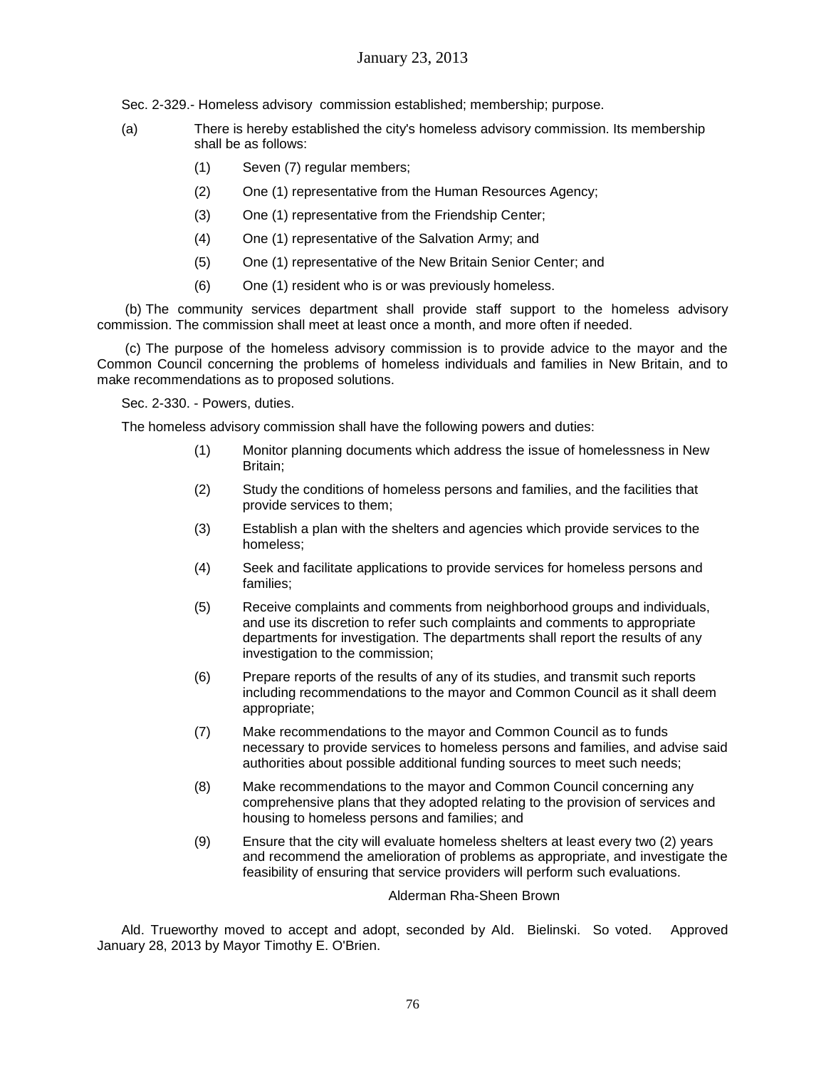Sec. 2-329.- Homeless advisory commission established; membership; purpose.

(a) There is hereby established the city's homeless advisory commission. Its membership shall be as follows:

(1) Seven (7) regular members;

(2) One (1) representative from the Human Resources Agency;

(3) One (1) representative from the Friendship Center;

(4) One (1) representative of the Salvation Army; and

(5) One (1) representative of the New Britain Senior Center; and

(6) One (1) resident who is or was previously homeless.

(b) The community services department shall provide staff support to the homeless advisory commission. The commission shall meet at least once a month, and more often if needed.

(c) The purpose of the homeless advisory commission is to provide advice to the mayor and the Common Council concerning the problems of homeless individuals and families in New Britain, and to make recommendations as to proposed solutions.

Sec. 2-330. - Powers, duties.

The homeless advisory commission shall have the following powers and duties:

(1) Monitor planning documents which address the issue of homelessness in New Britain;

(2) Study the conditions of homeless persons and families, and the facilities that provide services to them;

(3) Establish a plan with the shelters and agencies which provide services to the homeless;

(4) Seek and facilitate applications to provide services for homeless persons and families;

(5) Receive complaints and comments from neighborhood groups and individuals, and use its discretion to refer such complaints and comments to appropriate departments for investigation. The departments shall report the results of any investigation to the commission;

(6) Prepare reports of the results of any of its studies, and transmit such reports including recommendations to the mayor and Common Council as it shall deem appropriate;

(7) Make recommendations to the mayor and Common Council as to funds necessary to provide services to homeless persons and families, and advise said authorities about possible additional funding sources to meet such needs;

(8) Make recommendations to the mayor and Common Council concerning any comprehensive plans that they adopted relating to the provision of services and housing to homeless persons and families; and

(9) Ensure that the city will evaluate homeless shelters at least every two (2) years and recommend the amelioration of problems as appropriate, and investigate the feasibility of ensuring that service providers will perform such evaluations.

Alderman Rha-Sheen Brown

Ald. Trueworthy moved to accept and adopt, seconded by Ald. Bielinski. So voted. Approved January 28, 2013 by Mayor Timothy E. O'Brien.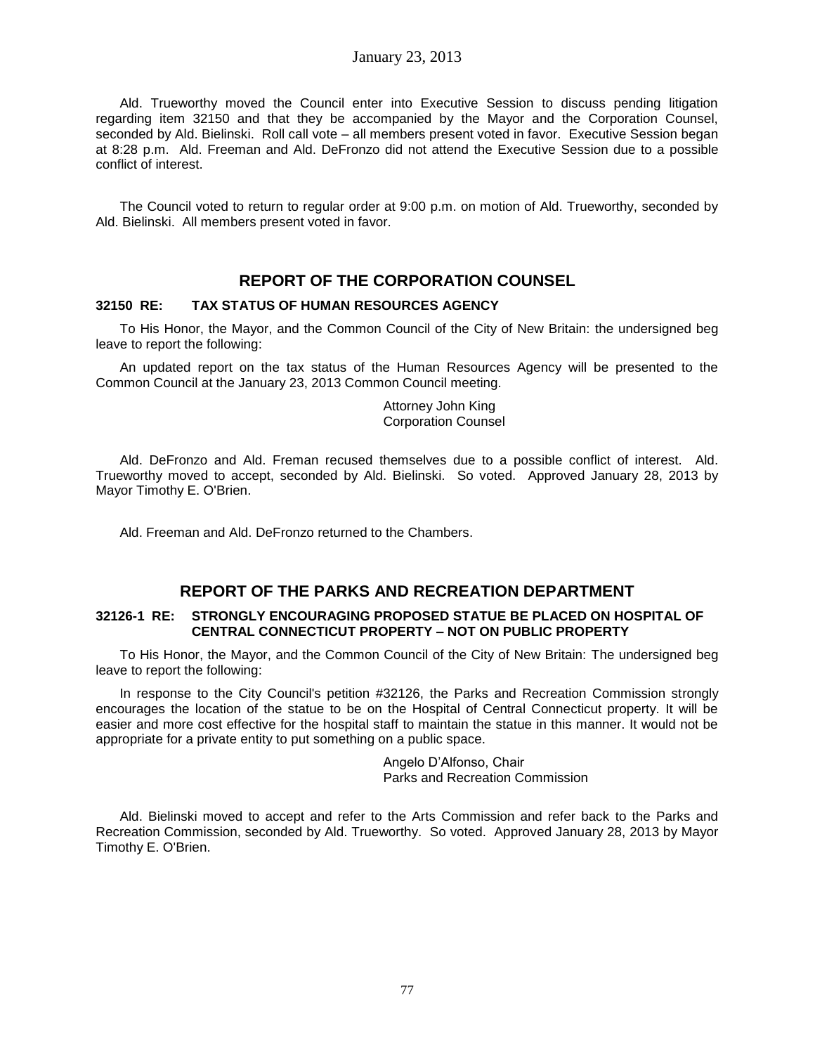Ald. Trueworthy moved the Council enter into Executive Session to discuss pending litigation regarding item 32150 and that they be accompanied by the Mayor and the Corporation Counsel, seconded by Ald. Bielinski. Roll call vote – all members present voted in favor. Executive Session began at 8:28 p.m. Ald. Freeman and Ald. DeFronzo did not attend the Executive Session due to a possible conflict of interest.

The Council voted to return to regular order at 9:00 p.m. on motion of Ald. Trueworthy, seconded by Ald. Bielinski. All members present voted in favor.

## REPORT OF THE CORPORATION COUNSEL

### 32150 RE: TAX STATUS OF HUMAN RESOURCES AGENCY

To His Honor, the Mayor, and the Common Council of the City of New Britain: the undersigned beg leave to report the following:

An updated report on the tax status of the Human Resources Agency will be presented to the Common Council at the January 23, 2013 Common Council meeting.

Attorney John King
Corporation Counsel

Ald. DeFronzo and Ald. Freman recused themselves due to a possible conflict of interest. Ald. Trueworthy moved to accept, seconded by Ald. Bielinski. So voted. Approved January 28, 2013 by Mayor Timothy E. O'Brien.

Ald. Freeman and Ald. DeFronzo returned to the Chambers.

## REPORT OF THE PARKS AND RECREATION DEPARTMENT

### 32126-1 RE: STRONGLY ENCOURAGING PROPOSED STATUE BE PLACED ON HOSPITAL OF CENTRAL CONNECTICUT PROPERTY – NOT ON PUBLIC PROPERTY

To His Honor, the Mayor, and the Common Council of the City of New Britain: The undersigned beg leave to report the following:

In response to the City Council's petition #32126, the Parks and Recreation Commission strongly encourages the location of the statue to be on the Hospital of Central Connecticut property. It will be easier and more cost effective for the hospital staff to maintain the statue in this manner. It would not be appropriate for a private entity to put something on a public space.

Angelo D'Alfonso, Chair
Parks and Recreation Commission

Ald. Bielinski moved to accept and refer to the Arts Commission and refer back to the Parks and Recreation Commission, seconded by Ald. Trueworthy. So voted. Approved January 28, 2013 by Mayor Timothy E. O'Brien.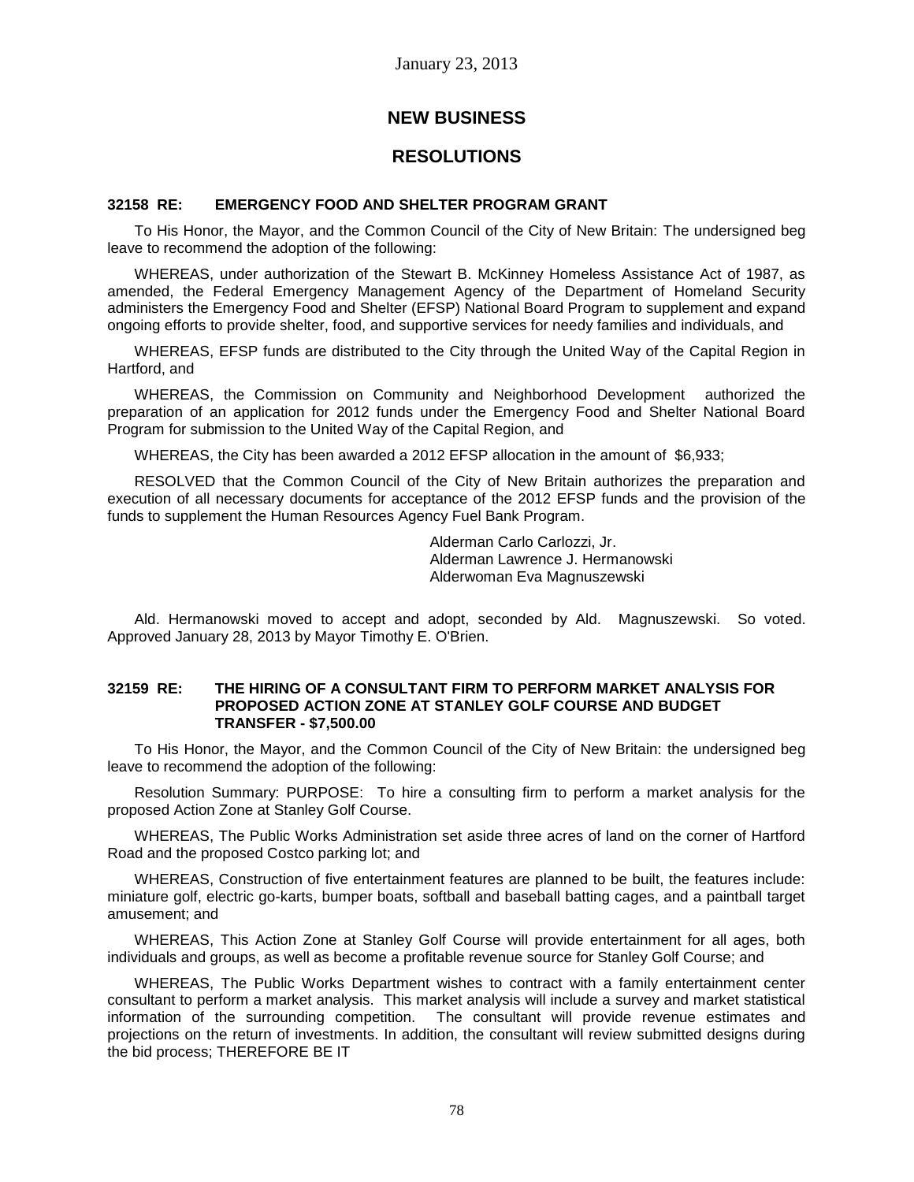January 23, 2013

## NEW BUSINESS

## RESOLUTIONS

### 32158 RE: EMERGENCY FOOD AND SHELTER PROGRAM GRANT

To His Honor, the Mayor, and the Common Council of the City of New Britain: The undersigned beg leave to recommend the adoption of the following:

WHEREAS, under authorization of the Stewart B. McKinney Homeless Assistance Act of 1987, as amended, the Federal Emergency Management Agency of the Department of Homeland Security administers the Emergency Food and Shelter (EFSP) National Board Program to supplement and expand ongoing efforts to provide shelter, food, and supportive services for needy families and individuals, and

WHEREAS, EFSP funds are distributed to the City through the United Way of the Capital Region in Hartford, and

WHEREAS, the Commission on Community and Neighborhood Development authorized the preparation of an application for 2012 funds under the Emergency Food and Shelter National Board Program for submission to the United Way of the Capital Region, and

WHEREAS, the City has been awarded a 2012 EFSP allocation in the amount of $6,933;

RESOLVED that the Common Council of the City of New Britain authorizes the preparation and execution of all necessary documents for acceptance of the 2012 EFSP funds and the provision of the funds to supplement the Human Resources Agency Fuel Bank Program.

Alderman Carlo Carlozzi, Jr.
Alderman Lawrence J. Hermanowski
Alderwoman Eva Magnuszewski

Ald. Hermanowski moved to accept and adopt, seconded by Ald. Magnuszewski. So voted. Approved January 28, 2013 by Mayor Timothy E. O'Brien.

### 32159 RE: THE HIRING OF A CONSULTANT FIRM TO PERFORM MARKET ANALYSIS FOR PROPOSED ACTION ZONE AT STANLEY GOLF COURSE AND BUDGET TRANSFER - $7,500.00

To His Honor, the Mayor, and the Common Council of the City of New Britain: the undersigned beg leave to recommend the adoption of the following:

Resolution Summary: PURPOSE: To hire a consulting firm to perform a market analysis for the proposed Action Zone at Stanley Golf Course.

WHEREAS, The Public Works Administration set aside three acres of land on the corner of Hartford Road and the proposed Costco parking lot; and

WHEREAS, Construction of five entertainment features are planned to be built, the features include: miniature golf, electric go-karts, bumper boats, softball and baseball batting cages, and a paintball target amusement; and

WHEREAS, This Action Zone at Stanley Golf Course will provide entertainment for all ages, both individuals and groups, as well as become a profitable revenue source for Stanley Golf Course; and

WHEREAS, The Public Works Department wishes to contract with a family entertainment center consultant to perform a market analysis. This market analysis will include a survey and market statistical information of the surrounding competition. The consultant will provide revenue estimates and projections on the return of investments. In addition, the consultant will review submitted designs during the bid process; THEREFORE BE IT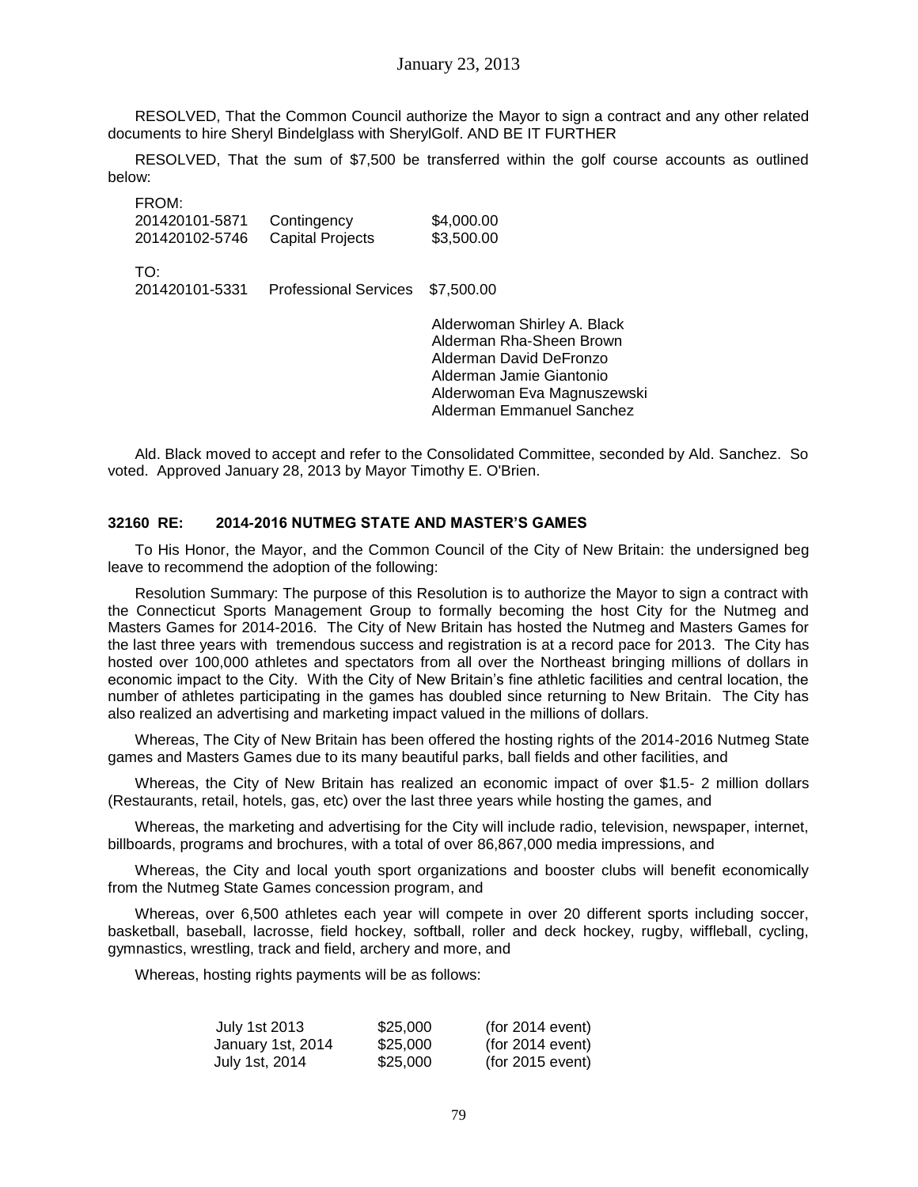RESOLVED, That the Common Council authorize the Mayor to sign a contract and any other related documents to hire Sheryl Bindelglass with SherylGolf. AND BE IT FURTHER

RESOLVED, That the sum of $7,500 be transferred within the golf course accounts as outlined below:

| | | |
|---|---|---|
| FROM: | | |
| 201420101-5871 | Contingency | $4,000.00 |
| 201420102-5746 | Capital Projects | $3,500.00 |
| TO: | | |
| 201420101-5331 | Professional Services | $7,500.00 |

Alderwoman Shirley A. Black
Alderman Rha-Sheen Brown
Alderman David DeFronzo
Alderman Jamie Giantonio
Alderwoman Eva Magnuszewski
Alderman Emmanuel Sanchez

Ald. Black moved to accept and refer to the Consolidated Committee, seconded by Ald. Sanchez. So voted. Approved January 28, 2013 by Mayor Timothy E. O'Brien.

### 32160 RE: 2014-2016 NUTMEG STATE AND MASTER'S GAMES

To His Honor, the Mayor, and the Common Council of the City of New Britain: the undersigned beg leave to recommend the adoption of the following:

Resolution Summary: The purpose of this Resolution is to authorize the Mayor to sign a contract with the Connecticut Sports Management Group to formally becoming the host City for the Nutmeg and Masters Games for 2014-2016. The City of New Britain has hosted the Nutmeg and Masters Games for the last three years with tremendous success and registration is at a record pace for 2013. The City has hosted over 100,000 athletes and spectators from all over the Northeast bringing millions of dollars in economic impact to the City. With the City of New Britain's fine athletic facilities and central location, the number of athletes participating in the games has doubled since returning to New Britain. The City has also realized an advertising and marketing impact valued in the millions of dollars.

Whereas, The City of New Britain has been offered the hosting rights of the 2014-2016 Nutmeg State games and Masters Games due to its many beautiful parks, ball fields and other facilities, and

Whereas, the City of New Britain has realized an economic impact of over $1.5- 2 million dollars (Restaurants, retail, hotels, gas, etc) over the last three years while hosting the games, and

Whereas, the marketing and advertising for the City will include radio, television, newspaper, internet, billboards, programs and brochures, with a total of over 86,867,000 media impressions, and

Whereas, the City and local youth sport organizations and booster clubs will benefit economically from the Nutmeg State Games concession program, and

Whereas, over 6,500 athletes each year will compete in over 20 different sports including soccer, basketball, baseball, lacrosse, field hockey, softball, roller and deck hockey, rugby, wiffleball, cycling, gymnastics, wrestling, track and field, archery and more, and

Whereas, hosting rights payments will be as follows:

| | | |
|---|---|---|
| July 1st 2013 | $25,000 | (for 2014 event) |
| January 1st, 2014 | $25,000 | (for 2014 event) |
| July 1st, 2014 | $25,000 | (for 2015 event) |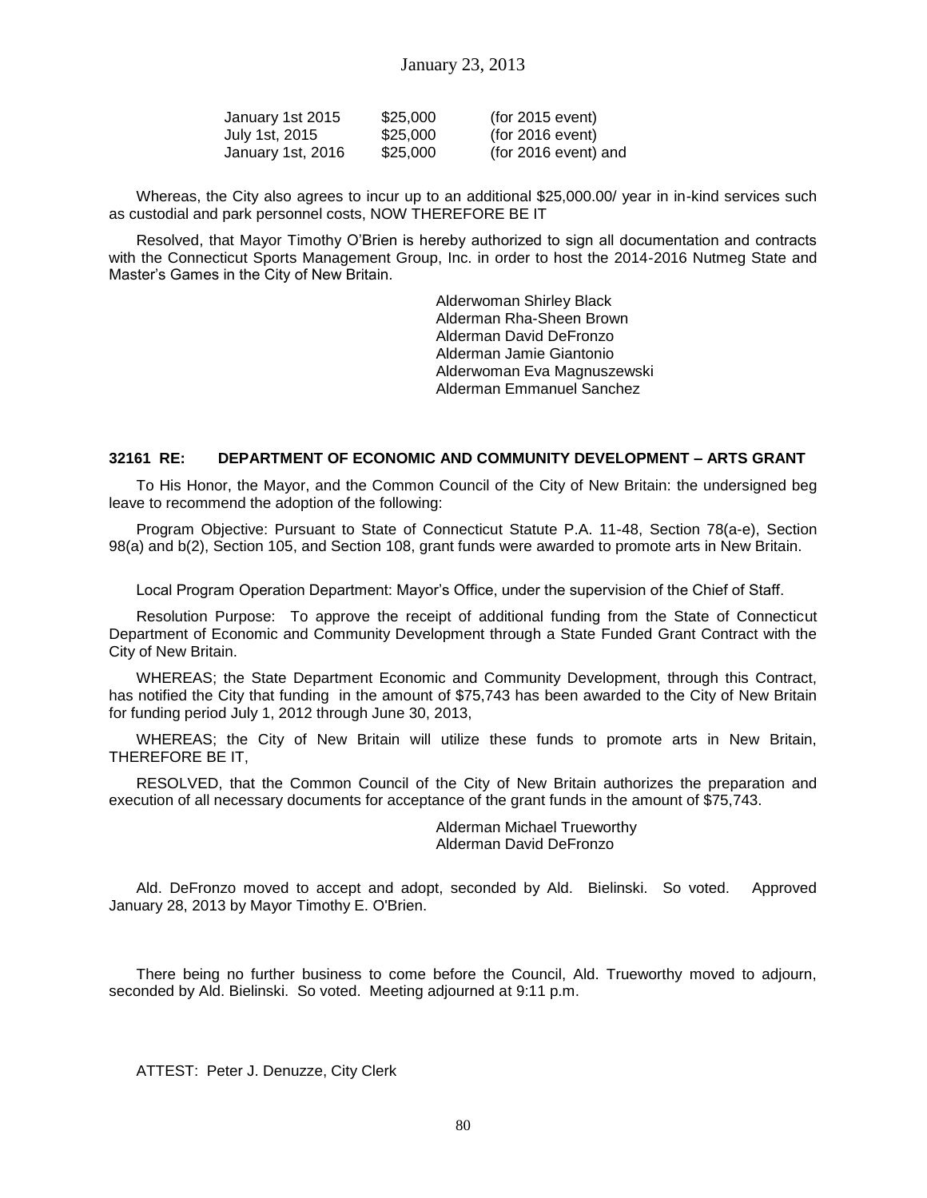| | | |
|---|---|---|
| January 1st 2015 | $25,000 | (for 2015 event) |
| July 1st, 2015 | $25,000 | (for 2016 event) |
| January 1st, 2016 | $25,000 | (for 2016 event) and |

Whereas, the City also agrees to incur up to an additional $25,000.00/ year in in-kind services such as custodial and park personnel costs, NOW THEREFORE BE IT

Resolved, that Mayor Timothy O'Brien is hereby authorized to sign all documentation and contracts with the Connecticut Sports Management Group, Inc. in order to host the 2014-2016 Nutmeg State and Master's Games in the City of New Britain.

Alderwoman Shirley Black
Alderman Rha-Sheen Brown
Alderman David DeFronzo
Alderman Jamie Giantonio
Alderwoman Eva Magnuszewski
Alderman Emmanuel Sanchez

**32161 RE: DEPARTMENT OF ECONOMIC AND COMMUNITY DEVELOPMENT – ARTS GRANT**

To His Honor, the Mayor, and the Common Council of the City of New Britain: the undersigned beg leave to recommend the adoption of the following:

Program Objective: Pursuant to State of Connecticut Statute P.A. 11-48, Section 78(a-e), Section 98(a) and b(2), Section 105, and Section 108, grant funds were awarded to promote arts in New Britain.

Local Program Operation Department: Mayor's Office, under the supervision of the Chief of Staff.

Resolution Purpose: To approve the receipt of additional funding from the State of Connecticut Department of Economic and Community Development through a State Funded Grant Contract with the City of New Britain.

WHEREAS; the State Department Economic and Community Development, through this Contract, has notified the City that funding in the amount of $75,743 has been awarded to the City of New Britain for funding period July 1, 2012 through June 30, 2013,

WHEREAS; the City of New Britain will utilize these funds to promote arts in New Britain, THEREFORE BE IT,

RESOLVED, that the Common Council of the City of New Britain authorizes the preparation and execution of all necessary documents for acceptance of the grant funds in the amount of $75,743.

Alderman Michael Trueworthy
Alderman David DeFronzo

Ald. DeFronzo moved to accept and adopt, seconded by Ald. Bielinski. So voted. Approved January 28, 2013 by Mayor Timothy E. O'Brien.

There being no further business to come before the Council, Ald. Trueworthy moved to adjourn, seconded by Ald. Bielinski. So voted. Meeting adjourned at 9:11 p.m.

ATTEST: Peter J. Denuzze, City Clerk